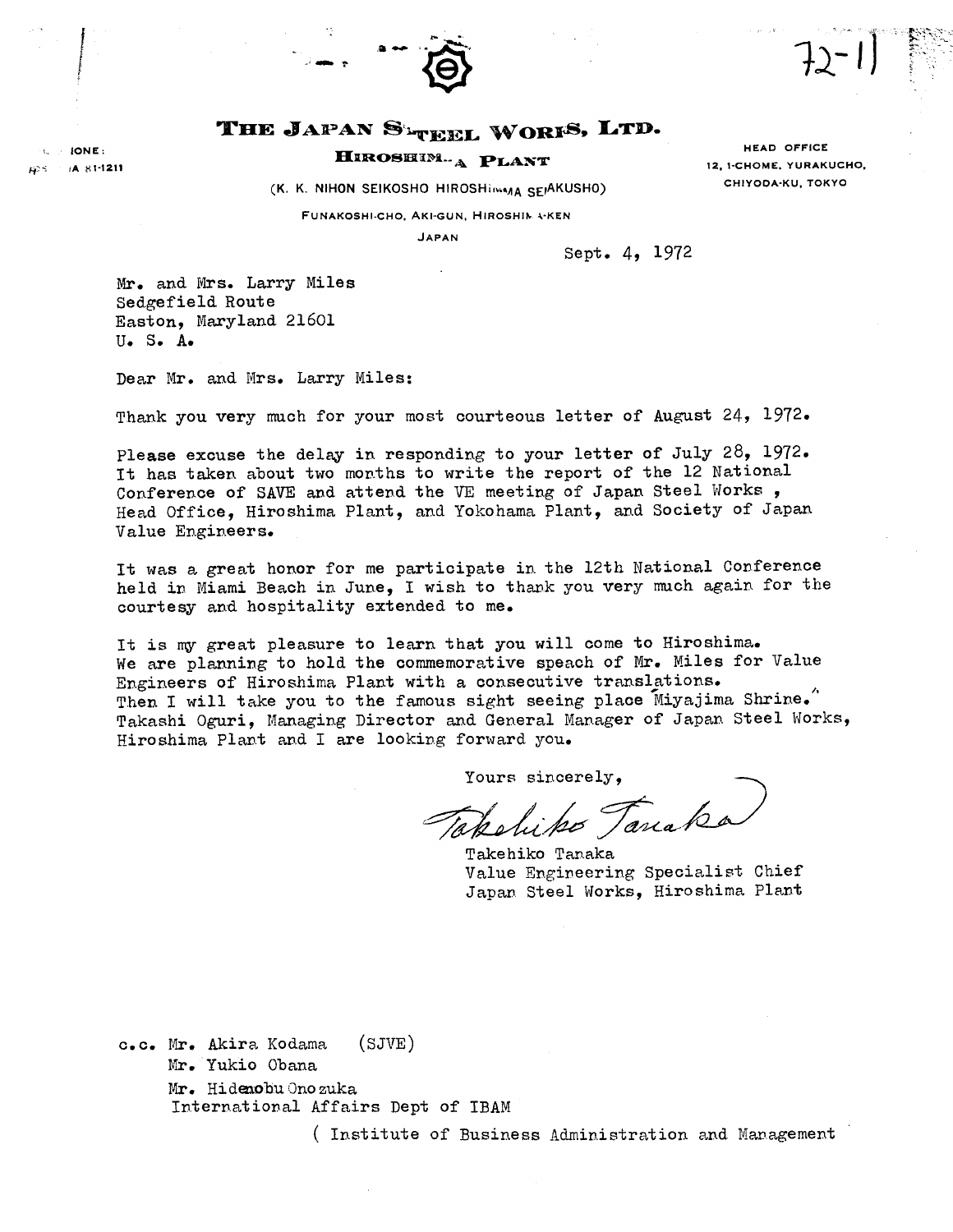72-11

# THE JAPAN STEEL WORKS, LTD.

**HIROSHIMA PLANT**

(K. K. NIHON SEIKOSHO HIROSHIMA SEIAKUSHO)

FUNAKOSHI-CHO, AKI-GUN, HIROSHIMA-KEN

JAPAN

PHONE:
HIROSHIMA 81-1211

HEAD OFFICE
12, 1-CHOME, YURAKUCHO,
CHIYODA-KU, TOKYO

Sept. 4, 1972

Mr. and Mrs. Larry Miles
Sedgefield Route
Easton, Maryland 21601
U. S. A.

Dear Mr. and Mrs. Larry Miles:

Thank you very much for your most courteous letter of August 24, 1972.

Please excuse the delay in responding to your letter of July 28, 1972. It has taken about two months to write the report of the 12 National Conference of SAVE and attend the VE meeting of Japan Steel Works , Head Office, Hiroshima Plant, and Yokohama Plant, and Society of Japan Value Engineers.

It was a great honor for me participate in the 12th National Conference held in Miami Beach in June, I wish to thank you very much again for the courtesy and hospitality extended to me.

It is my great pleasure to learn that you will come to Hiroshima. We are planning to hold the commemorative speach of Mr. Miles for Value Engineers of Hiroshima Plant with a consecutive translations. Then I will take you to the famous sight seeing place "Miyajima Shrine." Takashi Oguri, Managing Director and General Manager of Japan Steel Works, Hiroshima Plant and I are looking forward you.

Yours sincerely,

*Takehiko Tanaka*

Takehiko Tanaka
Value Engineering Specialist Chief
Japan Steel Works, Hiroshima Plant

c.c. Mr. Akira Kodama (SJVE)
Mr. Yukio Obana
Mr. Hidenobu Onozuka
International Affairs Dept of IBAM
( Institute of Business Administration and Management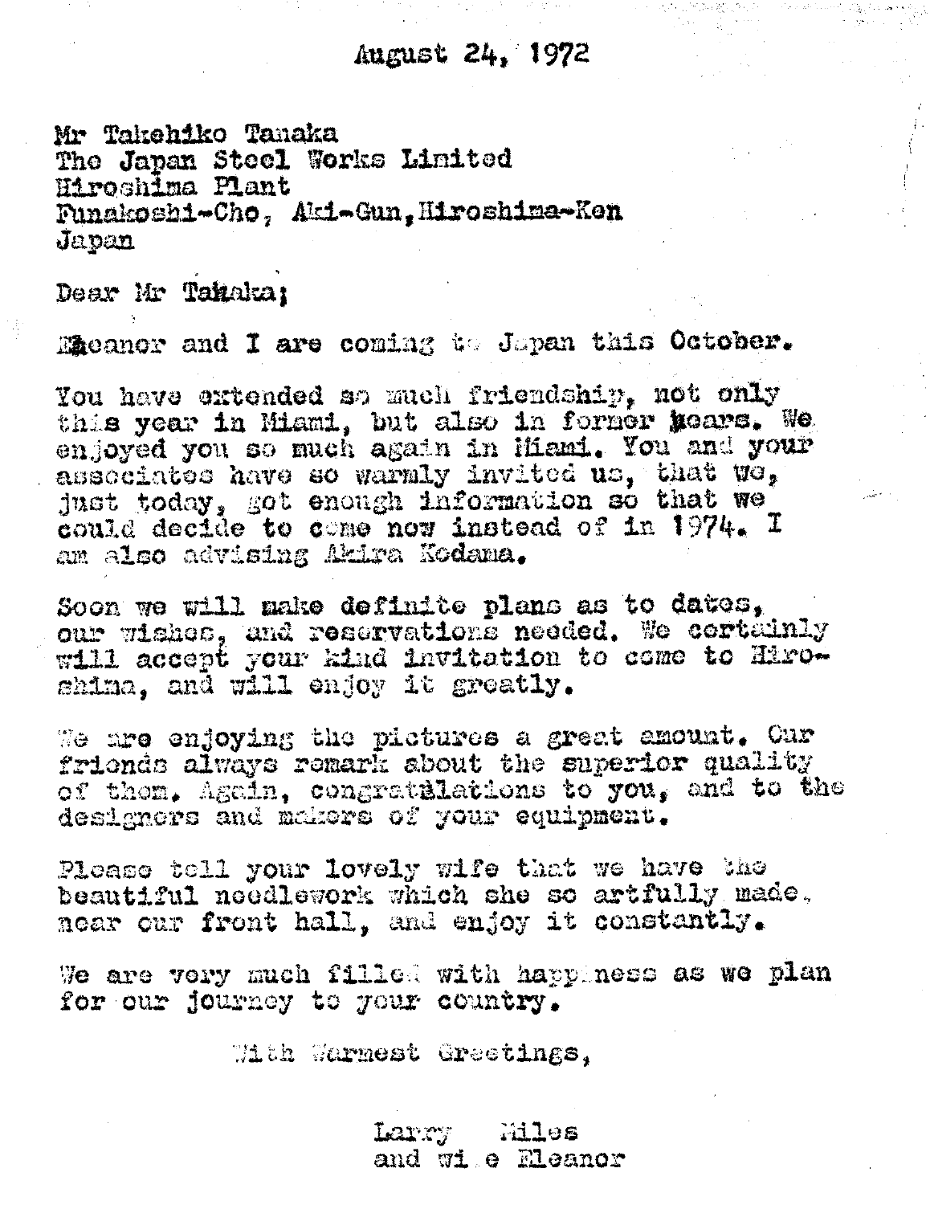August 24, 1972

Mr Takehiko Tanaka
The Japan Steel Works Limited
Hiroshima Plant
Funakoshi-Cho, Aki-Gun, Hiroshima-Ken
Japan

Dear Mr Takaka;

Eleanor and I are coming to Japan this October.

You have extended so much friendship, not only this year in Miami, but also in former years. We enjoyed you so much again in Miami. You and your associates have so warmly invited us, that we, just today, got enough information so that we could decide to come now instead of in 1974. I am also advising Akira Kodama.

Soon we will make definite plans as to dates, our wishes, and reservations needed. We certainly will accept your kind invitation to come to Hiroshima, and will enjoy it greatly.

We are enjoying the pictures a great amount. Our friends always remark about the superior quality of them. Again, congratulations to you, and to the designers and makers of your equipment.

Please tell your lovely wife that we have the beautiful needlework which she so artfully made, near our front hall, and enjoy it constantly.

We are very much filled with happiness as we plan for our journey to your country.

With Warmest Greetings,

Larry Miles
and wi e Eleanor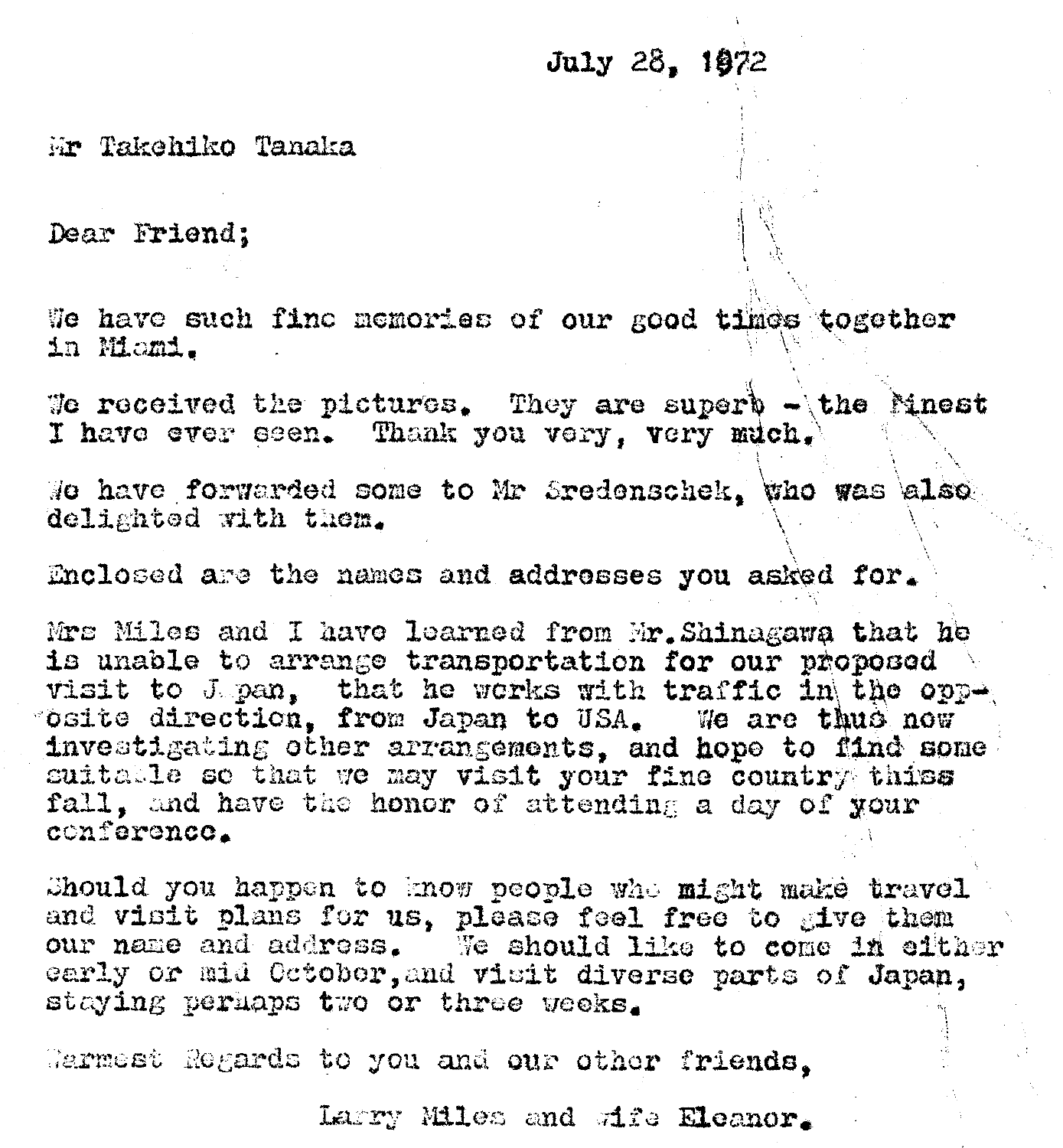July 28, 1972

Mr Takehiko Tanaka

Dear Friend;

We have such fine memories of our good times together in Miami.

We received the pictures. They are superb - the finest I have ever seen. Thank you very, very much.

We have forwarded some to Mr Sredenschek, who was also delighted with them.

Enclosed are the names and addresses you asked for.

Mrs Miles and I have learned from Mr.Shinagawa that he is unable to arrange transportation for our proposed visit to Japan, that he works with traffic in the opposite direction, from Japan to USA. We are thus now investigating other arrangements, and hope to find some suitable so that we may visit your fine country thiss fall, and have the honor of attending a day of your conference.

Should you happen to know people who might make travel and visit plans for us, please feel free to give them our name and address. We should like to come in either early or mid October, and visit diverse parts of Japan, staying perhaps two or three weeks.

Warmest Regards to you and our other friends,

Larry Miles and wife Eleanor.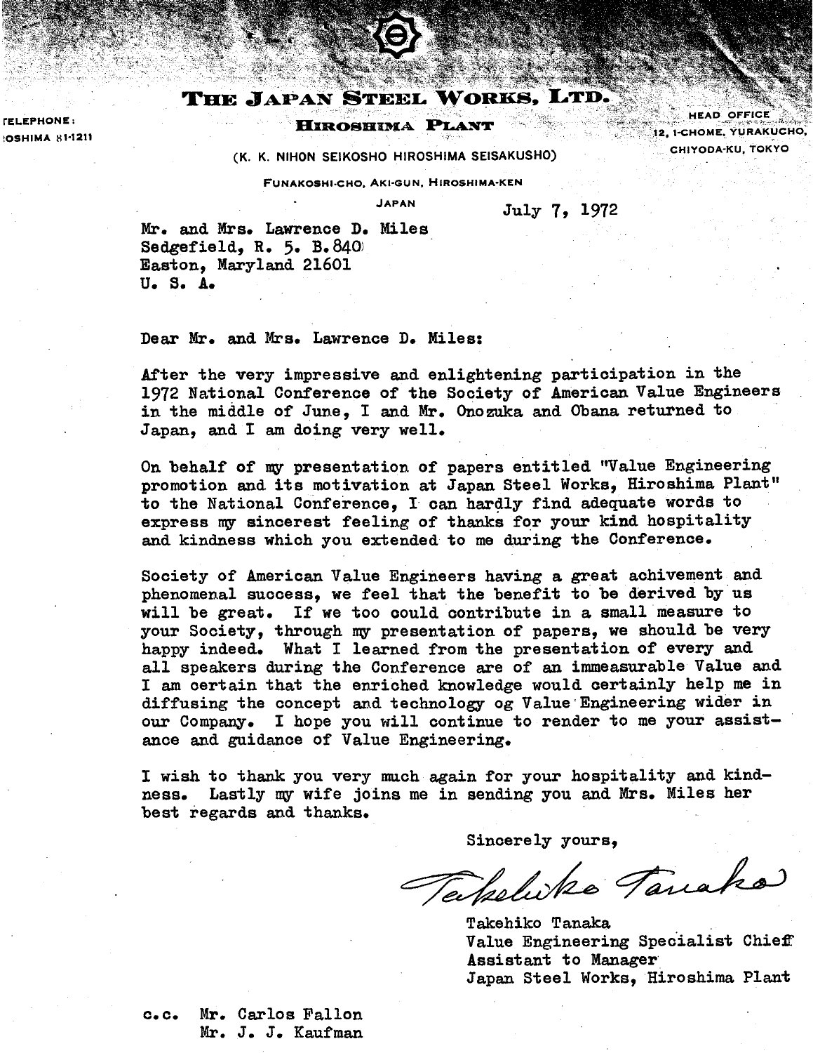# THE JAPAN STEEL WORKS, LTD.

**HIROSHIMA PLANT**

(K. K. NIHON SEIKOSHO HIROSHIMA SEISAKUSHO)

FUNAKOSHI-CHO, AKI-GUN, HIROSHIMA-KEN

JAPAN

TELEPHONE:
OSHIMA 81-1211

HEAD OFFICE
12, 1-CHOME, YURAKUCHO,
CHIYODA-KU, TOKYO

July 7, 1972

Mr. and Mrs. Lawrence D. Miles
Sedgefield, R. 5. B. 840
Easton, Maryland 21601
U. S. A.

Dear Mr. and Mrs. Lawrence D. Miles:

After the very impressive and enlightening participation in the 1972 National Conference of the Society of American Value Engineers in the middle of June, I and Mr. Onozuka and Obana returned to Japan, and I am doing very well.

On behalf of my presentation of papers entitled "Value Engineering promotion and its motivation at Japan Steel Works, Hiroshima Plant" to the National Conference, I can hardly find adequate words to express my sincerest feeling of thanks for your kind hospitality and kindness which you extended to me during the Conference.

Society of American Value Engineers having a great achivement and phenomenal success, we feel that the benefit to be derived by us will be great. If we too could contribute in a small measure to your Society, through my presentation of papers, we should be very happy indeed. What I learned from the presentation of every and all speakers during the Conference are of an immeasurable Value and I am certain that the enriched knowledge would certainly help me in diffusing the concept and technology og Value Engineering wider in our Company. I hope you will continue to render to me your assistance and guidance of Value Engineering.

I wish to thank you very much again for your hospitality and kindness. Lastly my wife joins me in sending you and Mrs. Miles her best regards and thanks.

Sincerely yours,

Takehiko Tanaka

Takehiko Tanaka
Value Engineering Specialist Chief
Assistant to Manager
Japan Steel Works, Hiroshima Plant

c.c. Mr. Carlos Fallon
Mr. J. J. Kaufman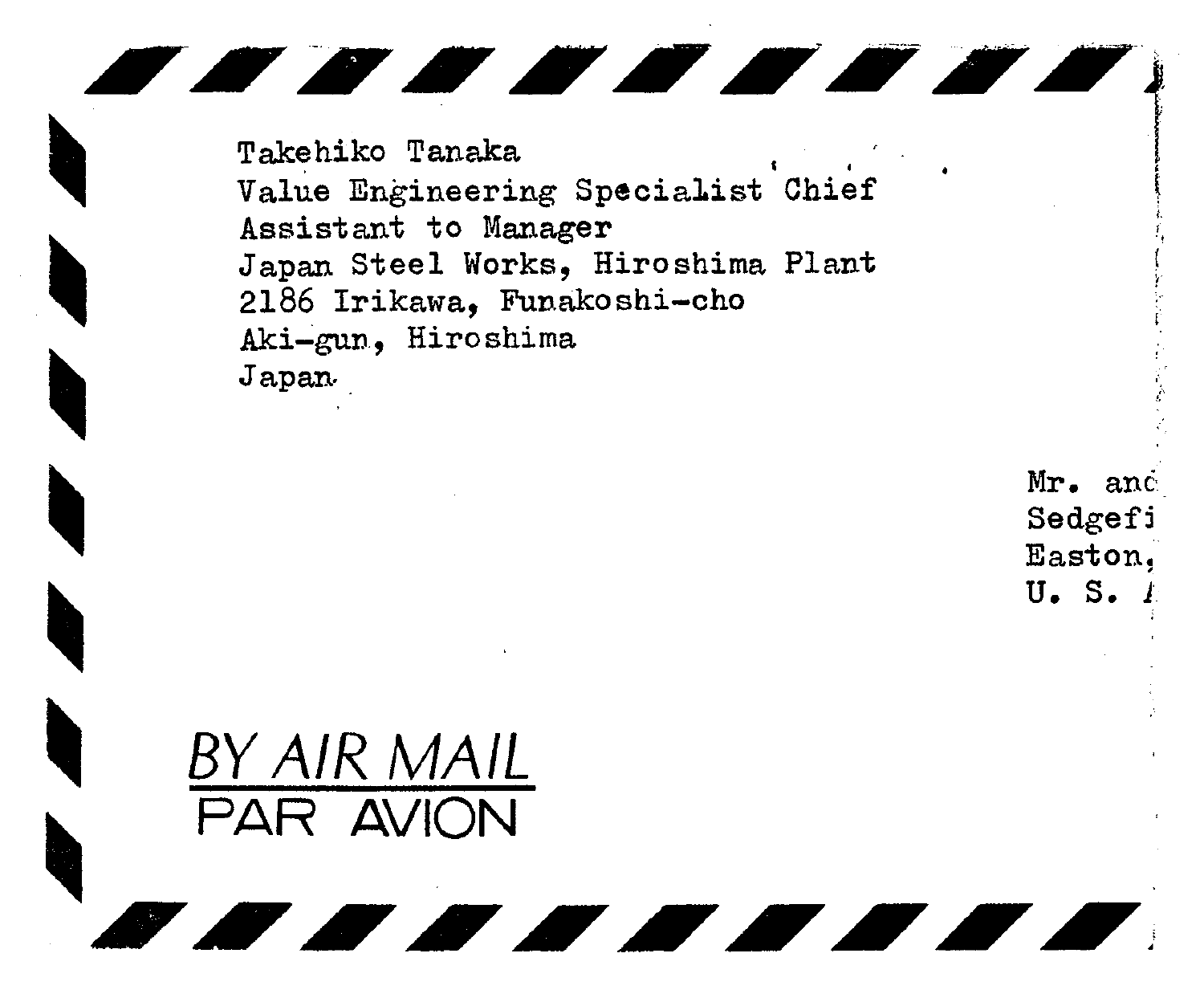Takehiko Tanaka
Value Engineering Specialist Chief
Assistant to Manager
Japan Steel Works, Hiroshima Plant
2186 Irikawa, Funakoshi-cho
Aki-gun, Hiroshima
Japan

Mr. anc
Sedgefi
Easton,
U. S. A

BY AIR MAIL
PAR AVION